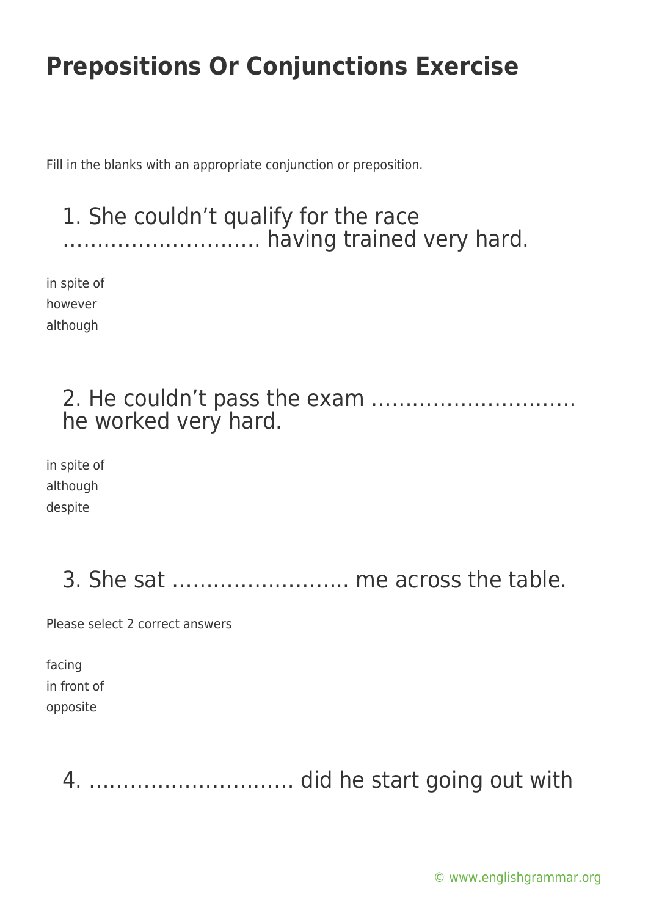# Prepositions Or Conjunctions Exercise

Fill in the blanks with an appropriate conjunction or preposition.

## 1. She couldn't qualify for the race ………………………. having trained very hard.

in spite of
however
although

## 2. He couldn't pass the exam ……………………….. he worked very hard.

in spite of
although
despite

## 3. She sat …………………….. me across the table.

Please select 2 correct answers

facing
in front of
opposite

## 4. ……………………….. did he start going out with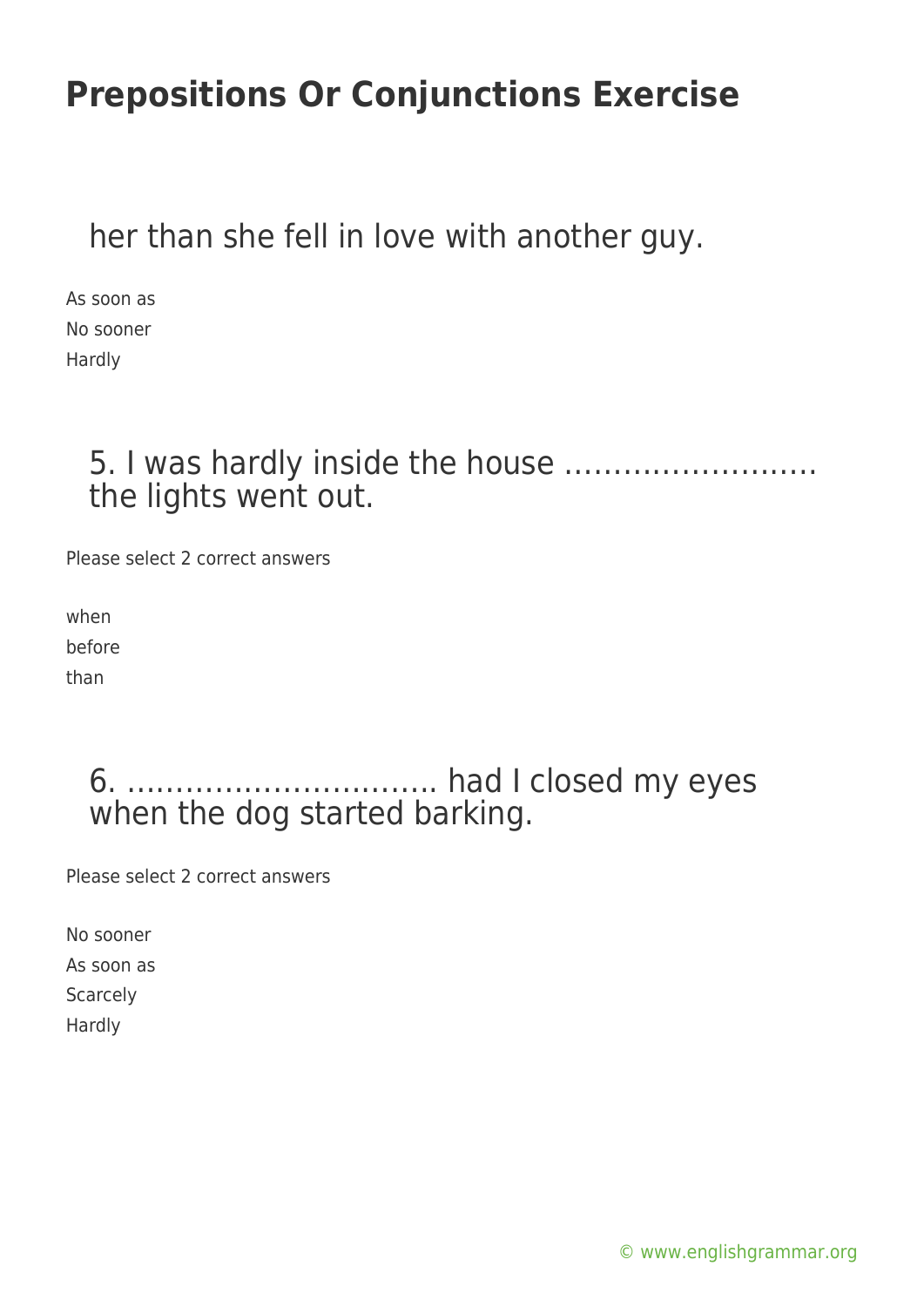her than she fell in love with another guy.

As soon as
No sooner
Hardly

5. I was hardly inside the house …………………….. the lights went out.

Please select 2 correct answers

when
before
than

6. ………………………….. had I closed my eyes when the dog started barking.

Please select 2 correct answers

No sooner
As soon as
Scarcely
Hardly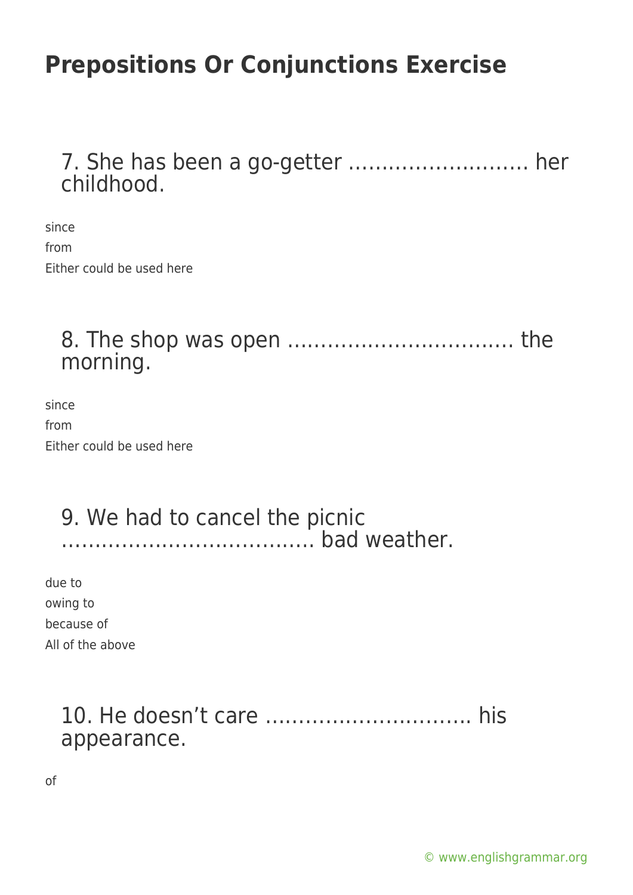# Prepositions Or Conjunctions Exercise

## 7. She has been a go-getter ……………………… her childhood.

since
from
Either could be used here

## 8. The shop was open ……………………………. the morning.

since
from
Either could be used here

## 9. We had to cancel the picnic ………………………………. bad weather.

due to
owing to
because of
All of the above

## 10. He doesn't care …………………………. his appearance.

of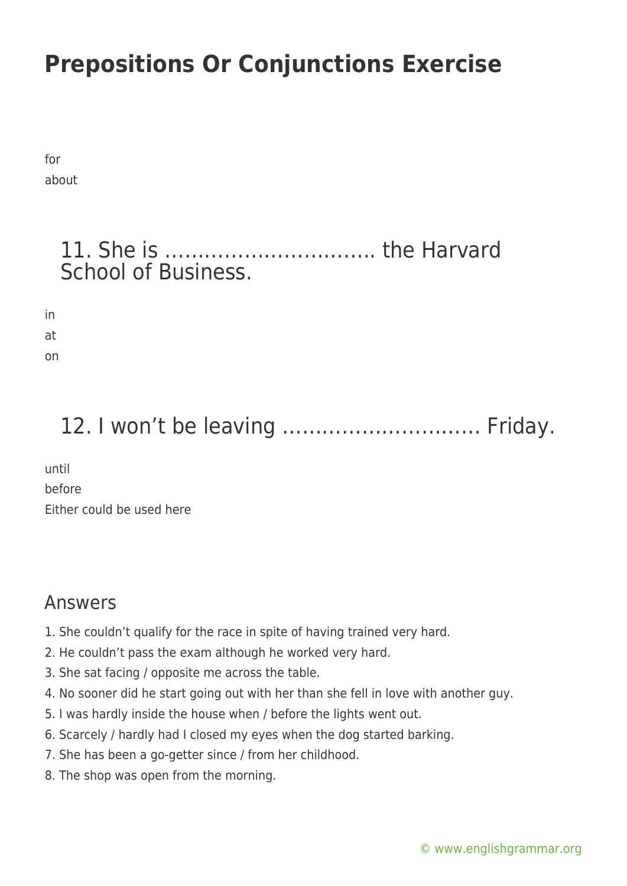# Prepositions Or Conjunctions Exercise

for

about

## 11. She is ………………………….. the Harvard School of Business.

in

at

on

## 12. I won't be leaving ……………………….. Friday.

until

before

Either could be used here

## Answers

1. She couldn't qualify for the race in spite of having trained very hard.
2. He couldn't pass the exam although he worked very hard.
3. She sat facing / opposite me across the table.
4. No sooner did he start going out with her than she fell in love with another guy.
5. I was hardly inside the house when / before the lights went out.
6. Scarcely / hardly had I closed my eyes when the dog started barking.
7. She has been a go-getter since / from her childhood.
8. The shop was open from the morning.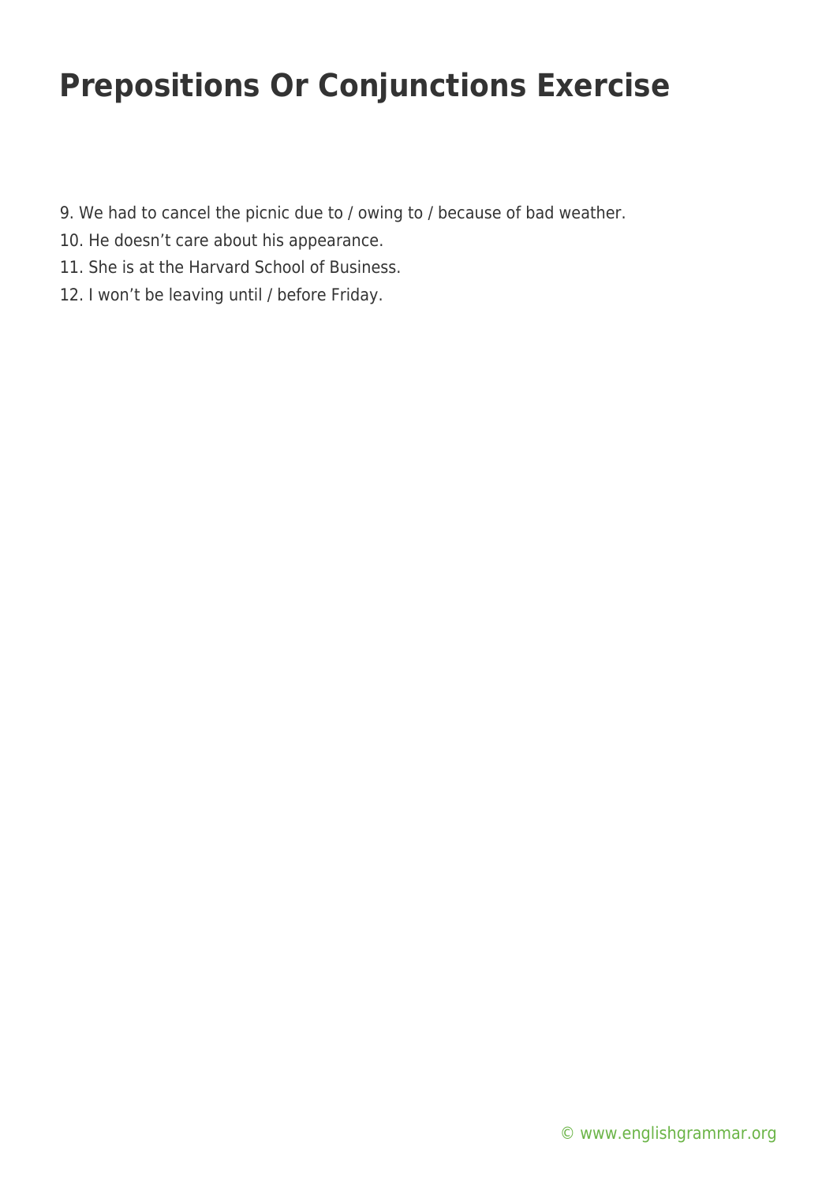# Prepositions Or Conjunctions Exercise

9. We had to cancel the picnic due to / owing to / because of bad weather.
10. He doesn't care about his appearance.
11. She is at the Harvard School of Business.
12. I won't be leaving until / before Friday.